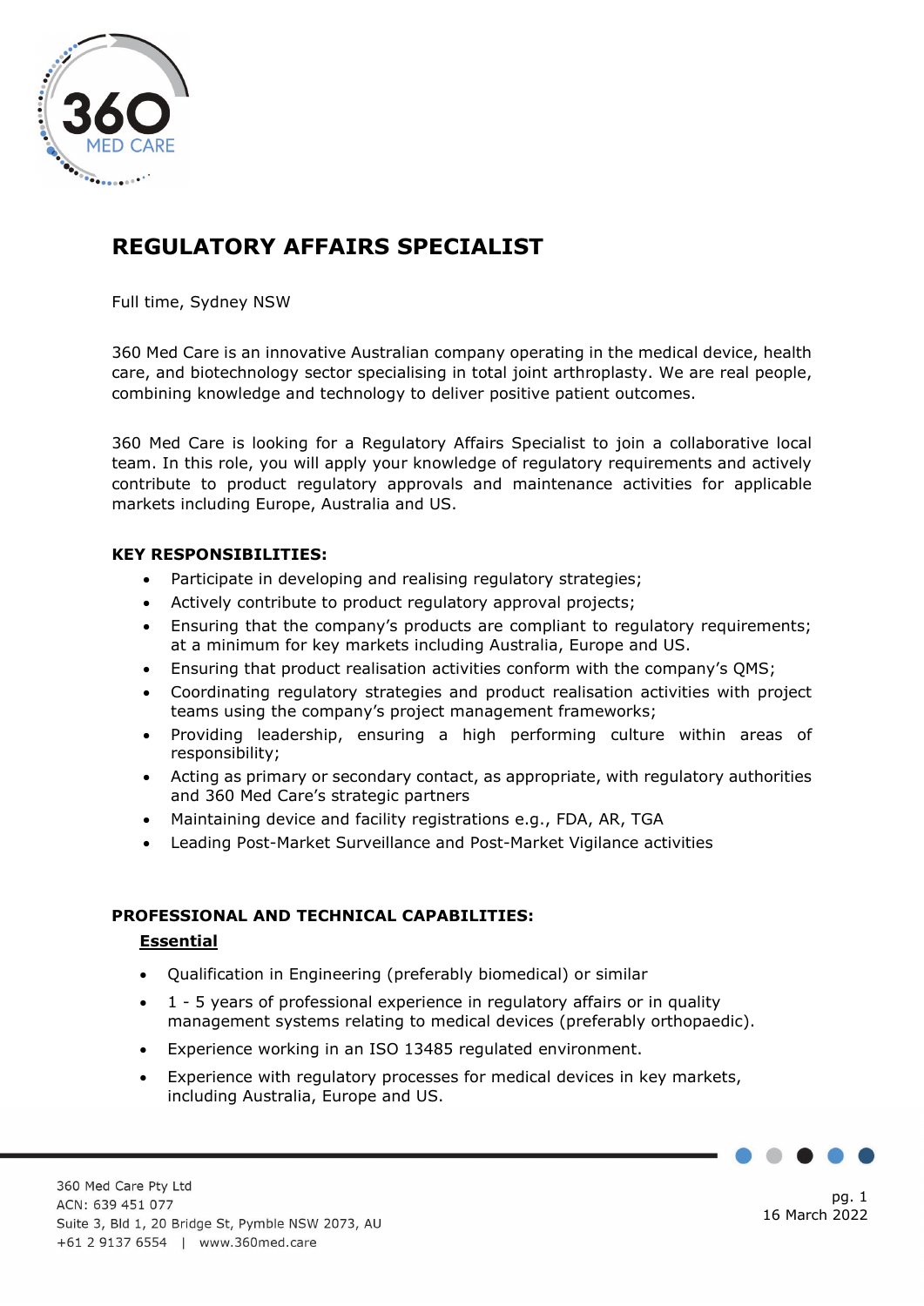# REGULATORY AFFAIRS SPECIALIST

Full time, Sydney NSW

360 Med Care is an innovative Australian company operating in the medical device, health care, and biotechnology sector specialising in total joint arthroplasty. We are real people, combining knowledge and technology to deliver positive patient outcomes.

360 Med Care is looking for a Regulatory Affairs Specialist to join a collaborative local team. In this role, you will apply your knowledge of regulatory requirements and actively contribute to product regulatory approvals and maintenance activities for applicable markets including Europe, Australia and US.

**KEY RESPONSIBILITIES:**

- Participate in developing and realising regulatory strategies;
- Actively contribute to product regulatory approval projects;
- Ensuring that the company's products are compliant to regulatory requirements; at a minimum for key markets including Australia, Europe and US.
- Ensuring that product realisation activities conform with the company's QMS;
- Coordinating regulatory strategies and product realisation activities with project teams using the company's project management frameworks;
- Providing leadership, ensuring a high performing culture within areas of responsibility;
- Acting as primary or secondary contact, as appropriate, with regulatory authorities and 360 Med Care's strategic partners
- Maintaining device and facility registrations e.g., FDA, AR, TGA
- Leading Post-Market Surveillance and Post-Market Vigilance activities

**PROFESSIONAL AND TECHNICAL CAPABILITIES:**

**Essential**

- Qualification in Engineering (preferably biomedical) or similar
- 1 - 5 years of professional experience in regulatory affairs or in quality management systems relating to medical devices (preferably orthopaedic).
- Experience working in an ISO 13485 regulated environment.
- Experience with regulatory processes for medical devices in key markets, including Australia, Europe and US.

360 Med Care Pty Ltd
ACN: 639 451 077
Suite 3, Bld 1, 20 Bridge St, Pymble NSW 2073, AU
+61 2 9137 6554 | www.360med.care

16 March 2022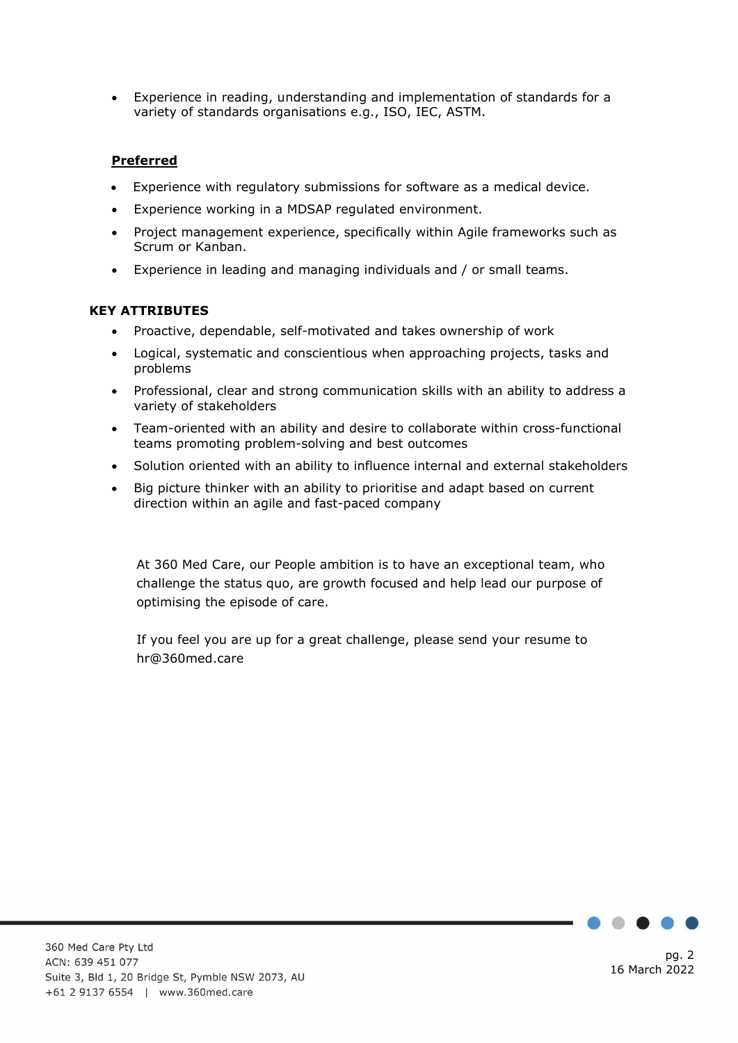- Experience in reading, understanding and implementation of standards for a variety of standards organisations e.g., ISO, IEC, ASTM.

**Preferred**

- Experience with regulatory submissions for software as a medical device.
- Experience working in a MDSAP regulated environment.
- Project management experience, specifically within Agile frameworks such as Scrum or Kanban.
- Experience in leading and managing individuals and / or small teams.

## KEY ATTRIBUTES

- Proactive, dependable, self-motivated and takes ownership of work
- Logical, systematic and conscientious when approaching projects, tasks and problems
- Professional, clear and strong communication skills with an ability to address a variety of stakeholders
- Team-oriented with an ability and desire to collaborate within cross-functional teams promoting problem-solving and best outcomes
- Solution oriented with an ability to influence internal and external stakeholders
- Big picture thinker with an ability to prioritise and adapt based on current direction within an agile and fast-paced company

At 360 Med Care, our People ambition is to have an exceptional team, who challenge the status quo, are growth focused and help lead our purpose of optimising the episode of care.

If you feel you are up for a great challenge, please send your resume to hr@360med.care